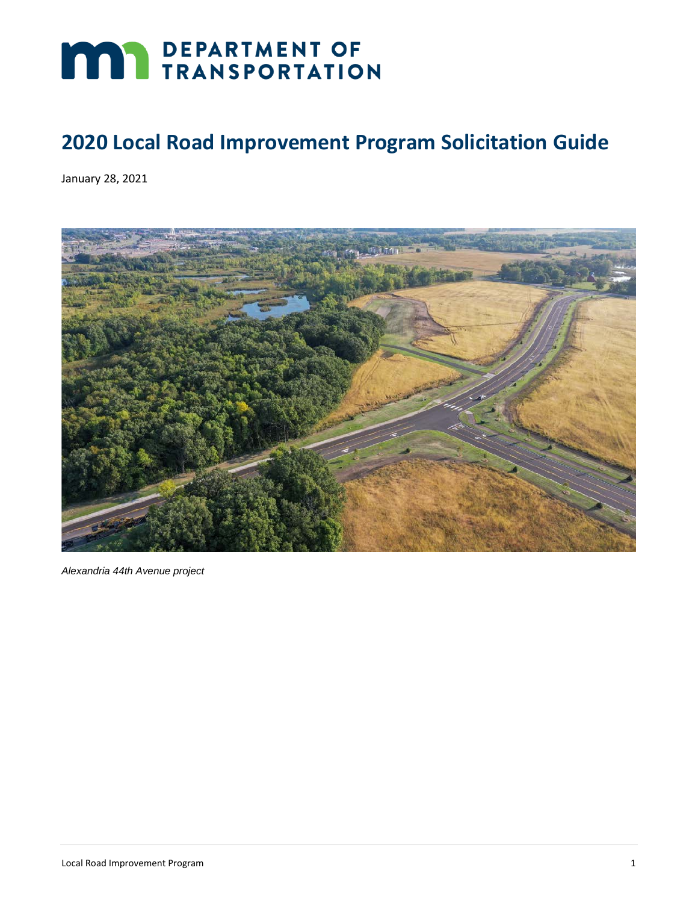# DEPARTMENT OF TRANSPORTATION

# 2020 Local Road Improvement Program Solicitation Guide

January 28, 2021

*Alexandria 44th Avenue project*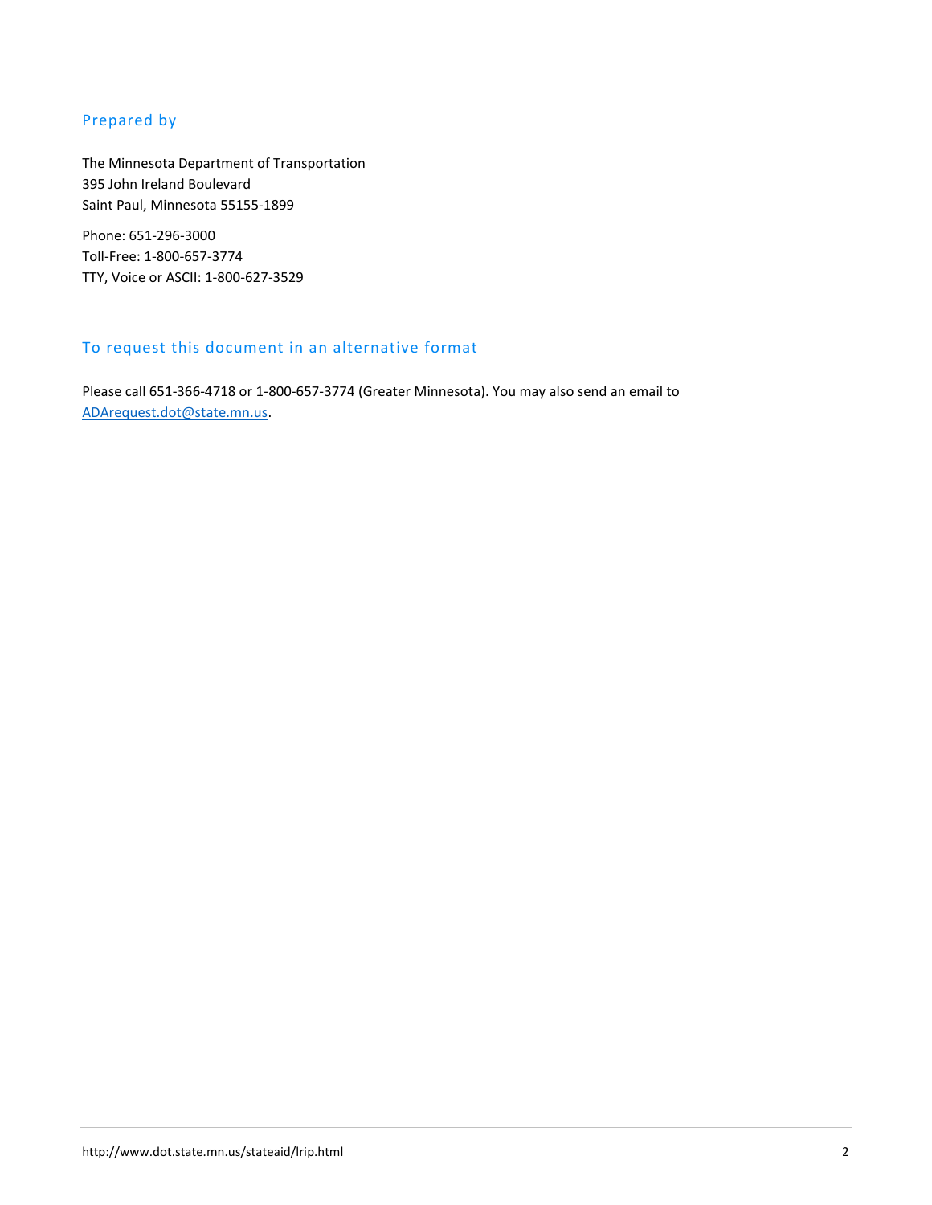## Prepared by

The Minnesota Department of Transportation
395 John Ireland Boulevard
Saint Paul, Minnesota 55155-1899

Phone: 651-296-3000
Toll-Free: 1-800-657-3774
TTY, Voice or ASCII: 1-800-627-3529

## To request this document in an alternative format

Please call 651-366-4718 or 1-800-657-3774 (Greater Minnesota). You may also send an email to [ADArequest.dot@state.mn.us](mailto:ADArequest.dot@state.mn.us).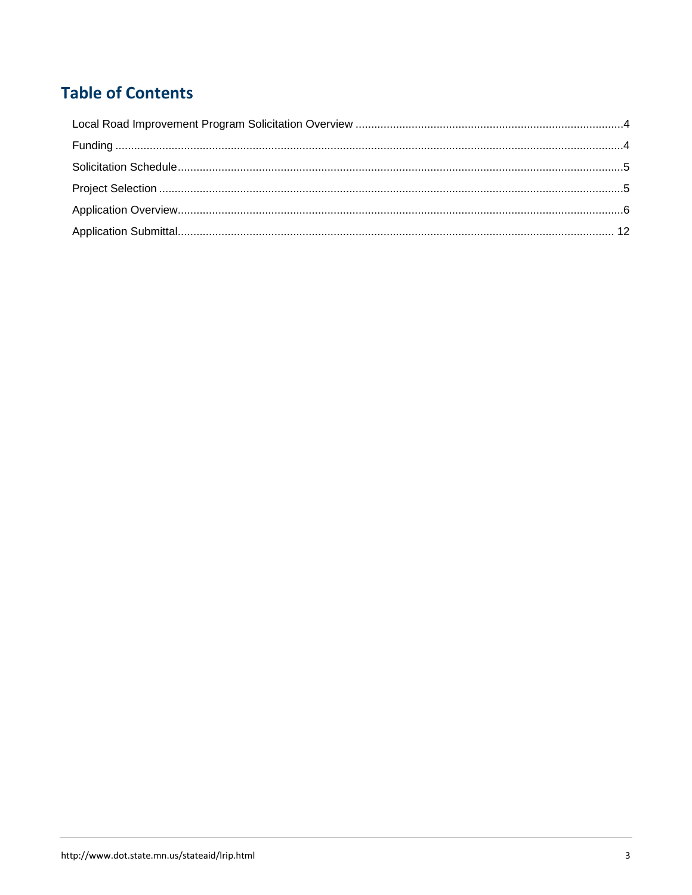# Table of Contents

Local Road Improvement Program Solicitation Overview ..... 4

Funding ..... 4

Solicitation Schedule ..... 5

Project Selection ..... 5

Application Overview ..... 6

Application Submittal ..... 12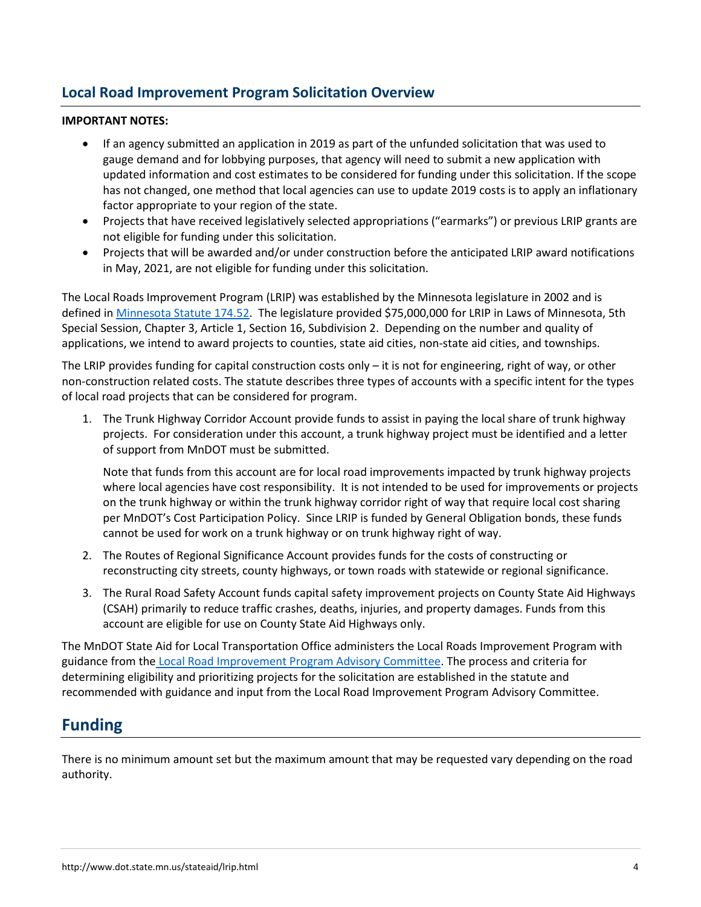## Local Road Improvement Program Solicitation Overview

**IMPORTANT NOTES:**

- If an agency submitted an application in 2019 as part of the unfunded solicitation that was used to gauge demand and for lobbying purposes, that agency will need to submit a new application with updated information and cost estimates to be considered for funding under this solicitation. If the scope has not changed, one method that local agencies can use to update 2019 costs is to apply an inflationary factor appropriate to your region of the state.
- Projects that have received legislatively selected appropriations ("earmarks") or previous LRIP grants are not eligible for funding under this solicitation.
- Projects that will be awarded and/or under construction before the anticipated LRIP award notifications in May, 2021, are not eligible for funding under this solicitation.

The Local Roads Improvement Program (LRIP) was established by the Minnesota legislature in 2002 and is defined in Minnesota Statute 174.52. The legislature provided $75,000,000 for LRIP in Laws of Minnesota, 5th Special Session, Chapter 3, Article 1, Section 16, Subdivision 2. Depending on the number and quality of applications, we intend to award projects to counties, state aid cities, non-state aid cities, and townships.

The LRIP provides funding for capital construction costs only – it is not for engineering, right of way, or other non-construction related costs. The statute describes three types of accounts with a specific intent for the types of local road projects that can be considered for program.

1. The Trunk Highway Corridor Account provide funds to assist in paying the local share of trunk highway projects. For consideration under this account, a trunk highway project must be identified and a letter of support from MnDOT must be submitted.

   Note that funds from this account are for local road improvements impacted by trunk highway projects where local agencies have cost responsibility. It is not intended to be used for improvements or projects on the trunk highway or within the trunk highway corridor right of way that require local cost sharing per MnDOT's Cost Participation Policy. Since LRIP is funded by General Obligation bonds, these funds cannot be used for work on a trunk highway or on trunk highway right of way.

2. The Routes of Regional Significance Account provides funds for the costs of constructing or reconstructing city streets, county highways, or town roads with statewide or regional significance.

3. The Rural Road Safety Account funds capital safety improvement projects on County State Aid Highways (CSAH) primarily to reduce traffic crashes, deaths, injuries, and property damages. Funds from this account are eligible for use on County State Aid Highways only.

The MnDOT State Aid for Local Transportation Office administers the Local Roads Improvement Program with guidance from the Local Road Improvement Program Advisory Committee. The process and criteria for determining eligibility and prioritizing projects for the solicitation are established in the statute and recommended with guidance and input from the Local Road Improvement Program Advisory Committee.

# Funding

There is no minimum amount set but the maximum amount that may be requested vary depending on the road authority.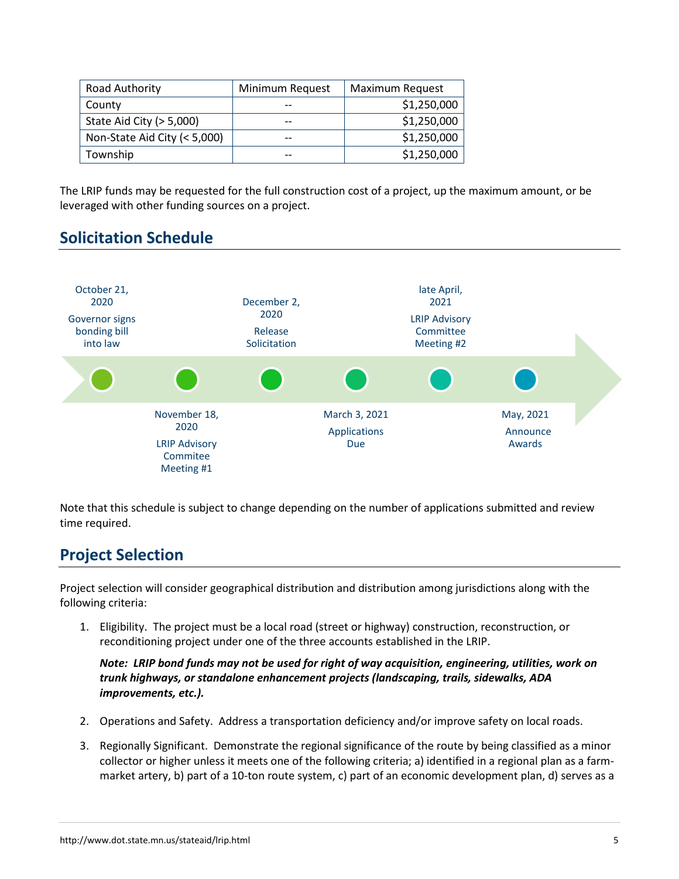| Road Authority | Minimum Request | Maximum Request |
|---|---|---|
| County | -- | $1,250,000 |
| State Aid City (> 5,000) | -- | $1,250,000 |
| Non-State Aid City (< 5,000) | -- | $1,250,000 |
| Township | -- | $1,250,000 |

The LRIP funds may be requested for the full construction cost of a project, up the maximum amount, or be leveraged with other funding sources on a project.

## Solicitation Schedule

- October 21, 2020 – Governor signs bonding bill into law
- November 18, 2020 – LRIP Advisory Commitee Meeting #1
- December 2, 2020 – Release Solicitation
- March 3, 2021 – Applications Due
- late April, 2021 – LRIP Advisory Committee Meeting #2
- May, 2021 – Announce Awards

Note that this schedule is subject to change depending on the number of applications submitted and review time required.

## Project Selection

Project selection will consider geographical distribution and distribution among jurisdictions along with the following criteria:

1. Eligibility. The project must be a local road (street or highway) construction, reconstruction, or reconditioning project under one of the three accounts established in the LRIP.

   ***Note: LRIP bond funds may not be used for right of way acquisition, engineering, utilities, work on trunk highways, or standalone enhancement projects (landscaping, trails, sidewalks, ADA improvements, etc.).***

2. Operations and Safety. Address a transportation deficiency and/or improve safety on local roads.

3. Regionally Significant. Demonstrate the regional significance of the route by being classified as a minor collector or higher unless it meets one of the following criteria; a) identified in a regional plan as a farm-market artery, b) part of a 10-ton route system, c) part of an economic development plan, d) serves as a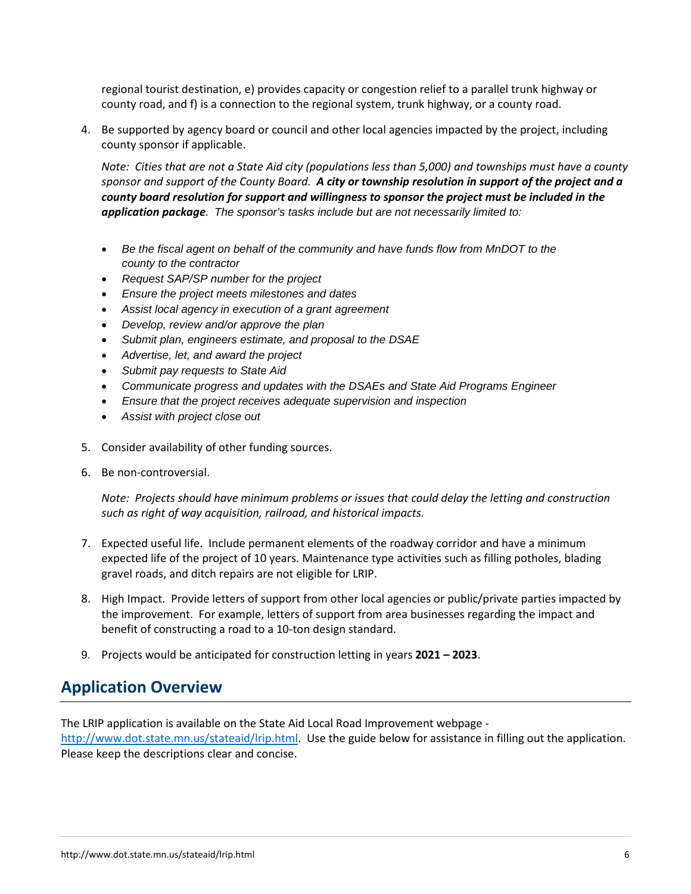regional tourist destination, e) provides capacity or congestion relief to a parallel trunk highway or county road, and f) is a connection to the regional system, trunk highway, or a county road.

4. Be supported by agency board or council and other local agencies impacted by the project, including county sponsor if applicable.

   *Note: Cities that are not a State Aid city (populations less than 5,000) and townships must have a county sponsor and support of the County Board.* ***A city or township resolution in support of the project and a county board resolution for support and willingness to sponsor the project must be included in the application package****. The sponsor's tasks include but are not necessarily limited to:*

   - *Be the fiscal agent on behalf of the community and have funds flow from MnDOT to the county to the contractor*
   - *Request SAP/SP number for the project*
   - *Ensure the project meets milestones and dates*
   - *Assist local agency in execution of a grant agreement*
   - *Develop, review and/or approve the plan*
   - *Submit plan, engineers estimate, and proposal to the DSAE*
   - *Advertise, let, and award the project*
   - *Submit pay requests to State Aid*
   - *Communicate progress and updates with the DSAEs and State Aid Programs Engineer*
   - *Ensure that the project receives adequate supervision and inspection*
   - *Assist with project close out*

5. Consider availability of other funding sources.

6. Be non-controversial.

   *Note: Projects should have minimum problems or issues that could delay the letting and construction such as right of way acquisition, railroad, and historical impacts.*

7. Expected useful life. Include permanent elements of the roadway corridor and have a minimum expected life of the project of 10 years. Maintenance type activities such as filling potholes, blading gravel roads, and ditch repairs are not eligible for LRIP.

8. High Impact. Provide letters of support from other local agencies or public/private parties impacted by the improvement. For example, letters of support from area businesses regarding the impact and benefit of constructing a road to a 10-ton design standard.

9. Projects would be anticipated for construction letting in years **2021 – 2023**.

## Application Overview

The LRIP application is available on the State Aid Local Road Improvement webpage - [http://www.dot.state.mn.us/stateaid/lrip.html](http://www.dot.state.mn.us/stateaid/lrip.html). Use the guide below for assistance in filling out the application. Please keep the descriptions clear and concise.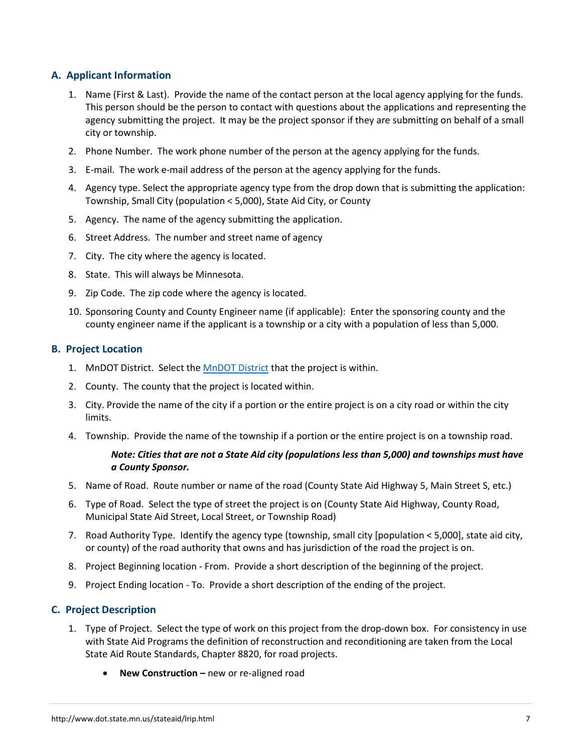## A. Applicant Information

1. Name (First & Last). Provide the name of the contact person at the local agency applying for the funds. This person should be the person to contact with questions about the applications and representing the agency submitting the project. It may be the project sponsor if they are submitting on behalf of a small city or township.
2. Phone Number. The work phone number of the person at the agency applying for the funds.
3. E-mail. The work e-mail address of the person at the agency applying for the funds.
4. Agency type. Select the appropriate agency type from the drop down that is submitting the application: Township, Small City (population < 5,000), State Aid City, or County
5. Agency. The name of the agency submitting the application.
6. Street Address. The number and street name of agency
7. City. The city where the agency is located.
8. State. This will always be Minnesota.
9. Zip Code. The zip code where the agency is located.
10. Sponsoring County and County Engineer name (if applicable): Enter the sponsoring county and the county engineer name if the applicant is a township or a city with a population of less than 5,000.

## B. Project Location

1. MnDOT District. Select the MnDOT District that the project is within.
2. County. The county that the project is located within.
3. City. Provide the name of the city if a portion or the entire project is on a city road or within the city limits.
4. Township. Provide the name of the township if a portion or the entire project is on a township road.

   ***Note: Cities that are not a State Aid city (populations less than 5,000) and townships must have a County Sponsor.***

5. Name of Road. Route number or name of the road (County State Aid Highway 5, Main Street S, etc.)
6. Type of Road. Select the type of street the project is on (County State Aid Highway, County Road, Municipal State Aid Street, Local Street, or Township Road)
7. Road Authority Type. Identify the agency type (township, small city [population < 5,000], state aid city, or county) of the road authority that owns and has jurisdiction of the road the project is on.
8. Project Beginning location - From. Provide a short description of the beginning of the project.
9. Project Ending location - To. Provide a short description of the ending of the project.

## C. Project Description

1. Type of Project. Select the type of work on this project from the drop-down box. For consistency in use with State Aid Programs the definition of reconstruction and reconditioning are taken from the Local State Aid Route Standards, Chapter 8820, for road projects.
   - **New Construction –** new or re-aligned road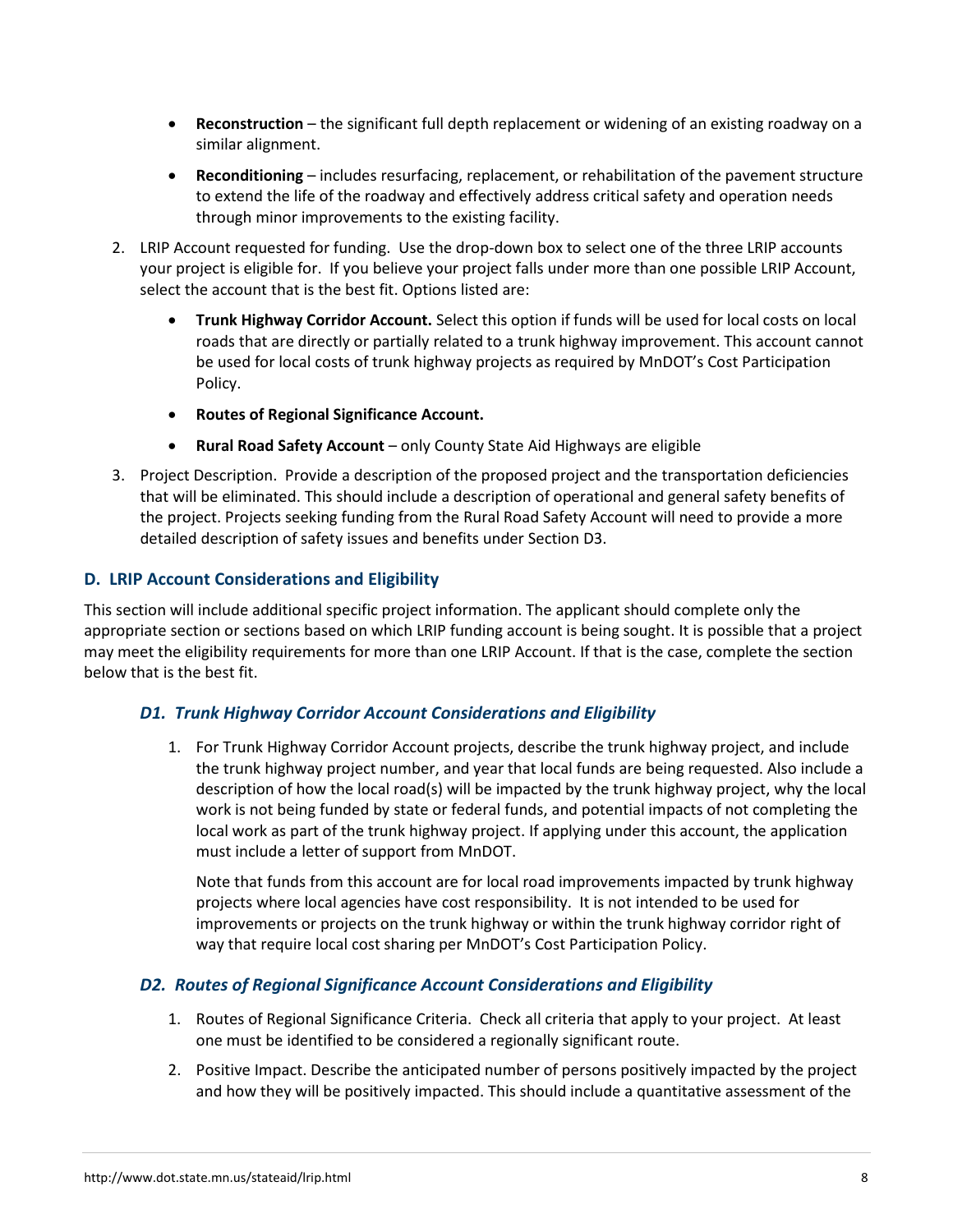- **Reconstruction** – the significant full depth replacement or widening of an existing roadway on a similar alignment.
- **Reconditioning** – includes resurfacing, replacement, or rehabilitation of the pavement structure to extend the life of the roadway and effectively address critical safety and operation needs through minor improvements to the existing facility.

2. LRIP Account requested for funding. Use the drop-down box to select one of the three LRIP accounts your project is eligible for. If you believe your project falls under more than one possible LRIP Account, select the account that is the best fit. Options listed are:
   - **Trunk Highway Corridor Account.** Select this option if funds will be used for local costs on local roads that are directly or partially related to a trunk highway improvement. This account cannot be used for local costs of trunk highway projects as required by MnDOT's Cost Participation Policy.
   - **Routes of Regional Significance Account.**
   - **Rural Road Safety Account** – only County State Aid Highways are eligible
3. Project Description. Provide a description of the proposed project and the transportation deficiencies that will be eliminated. This should include a description of operational and general safety benefits of the project. Projects seeking funding from the Rural Road Safety Account will need to provide a more detailed description of safety issues and benefits under Section D3.

## D. LRIP Account Considerations and Eligibility

This section will include additional specific project information. The applicant should complete only the appropriate section or sections based on which LRIP funding account is being sought. It is possible that a project may meet the eligibility requirements for more than one LRIP Account. If that is the case, complete the section below that is the best fit.

### *D1. Trunk Highway Corridor Account Considerations and Eligibility*

1. For Trunk Highway Corridor Account projects, describe the trunk highway project, and include the trunk highway project number, and year that local funds are being requested. Also include a description of how the local road(s) will be impacted by the trunk highway project, why the local work is not being funded by state or federal funds, and potential impacts of not completing the local work as part of the trunk highway project. If applying under this account, the application must include a letter of support from MnDOT.

   Note that funds from this account are for local road improvements impacted by trunk highway projects where local agencies have cost responsibility. It is not intended to be used for improvements or projects on the trunk highway or within the trunk highway corridor right of way that require local cost sharing per MnDOT's Cost Participation Policy.

### *D2. Routes of Regional Significance Account Considerations and Eligibility*

1. Routes of Regional Significance Criteria. Check all criteria that apply to your project. At least one must be identified to be considered a regionally significant route.
2. Positive Impact. Describe the anticipated number of persons positively impacted by the project and how they will be positively impacted. This should include a quantitative assessment of the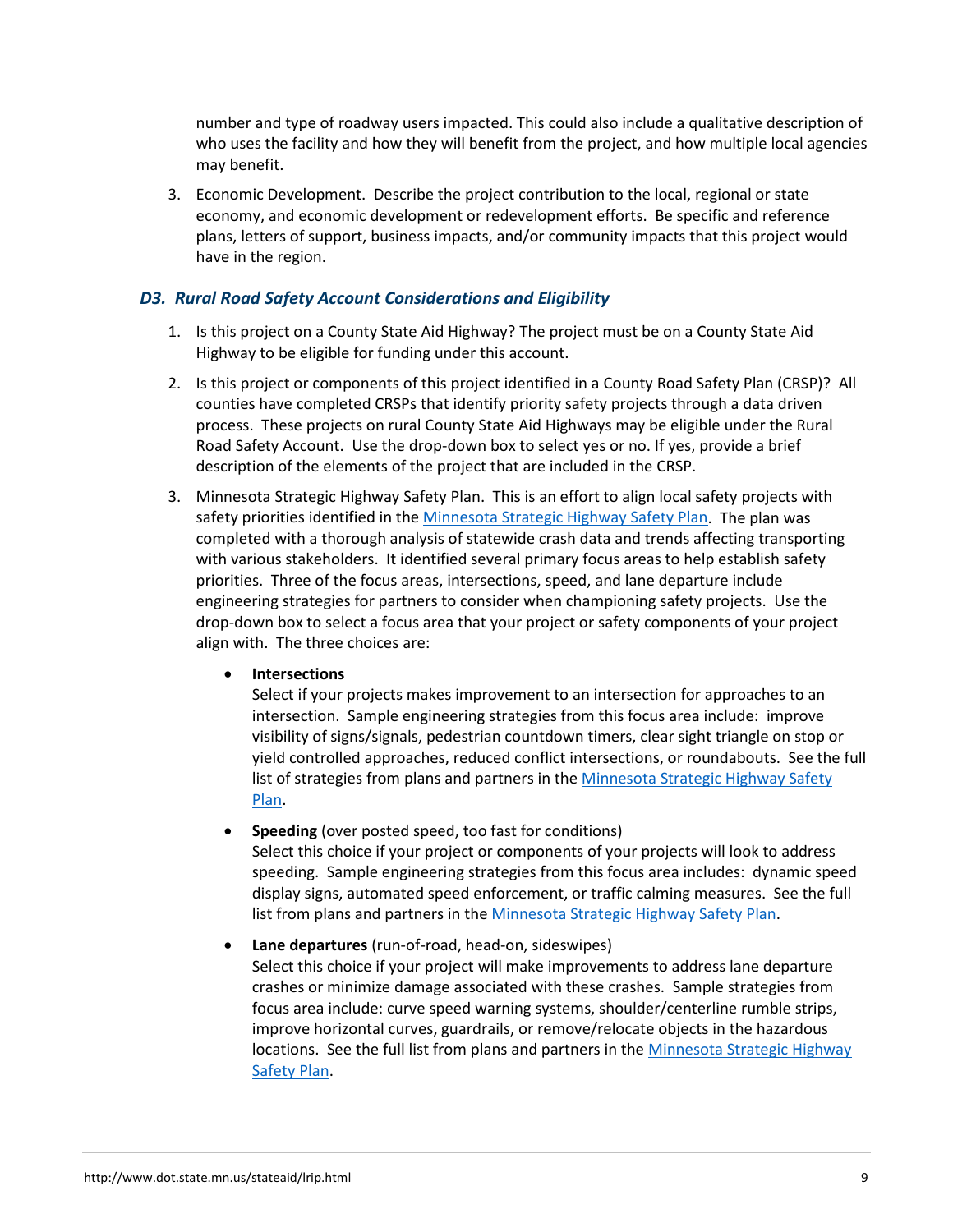number and type of roadway users impacted. This could also include a qualitative description of who uses the facility and how they will benefit from the project, and how multiple local agencies may benefit.

3. Economic Development. Describe the project contribution to the local, regional or state economy, and economic development or redevelopment efforts. Be specific and reference plans, letters of support, business impacts, and/or community impacts that this project would have in the region.

### *D3. Rural Road Safety Account Considerations and Eligibility*

1. Is this project on a County State Aid Highway? The project must be on a County State Aid Highway to be eligible for funding under this account.
2. Is this project or components of this project identified in a County Road Safety Plan (CRSP)? All counties have completed CRSPs that identify priority safety projects through a data driven process. These projects on rural County State Aid Highways may be eligible under the Rural Road Safety Account. Use the drop-down box to select yes or no. If yes, provide a brief description of the elements of the project that are included in the CRSP.
3. Minnesota Strategic Highway Safety Plan. This is an effort to align local safety projects with safety priorities identified in the Minnesota Strategic Highway Safety Plan. The plan was completed with a thorough analysis of statewide crash data and trends affecting transporting with various stakeholders. It identified several primary focus areas to help establish safety priorities. Three of the focus areas, intersections, speed, and lane departure include engineering strategies for partners to consider when championing safety projects. Use the drop-down box to select a focus area that your project or safety components of your project align with. The three choices are:

   - **Intersections**
     Select if your projects makes improvement to an intersection for approaches to an intersection. Sample engineering strategies from this focus area include: improve visibility of signs/signals, pedestrian countdown timers, clear sight triangle on stop or yield controlled approaches, reduced conflict intersections, or roundabouts. See the full list of strategies from plans and partners in the Minnesota Strategic Highway Safety Plan.
   - **Speeding** (over posted speed, too fast for conditions)
     Select this choice if your project or components of your projects will look to address speeding. Sample engineering strategies from this focus area includes: dynamic speed display signs, automated speed enforcement, or traffic calming measures. See the full list from plans and partners in the Minnesota Strategic Highway Safety Plan.
   - **Lane departures** (run-of-road, head-on, sideswipes)
     Select this choice if your project will make improvements to address lane departure crashes or minimize damage associated with these crashes. Sample strategies from focus area include: curve speed warning systems, shoulder/centerline rumble strips, improve horizontal curves, guardrails, or remove/relocate objects in the hazardous locations. See the full list from plans and partners in the Minnesota Strategic Highway Safety Plan.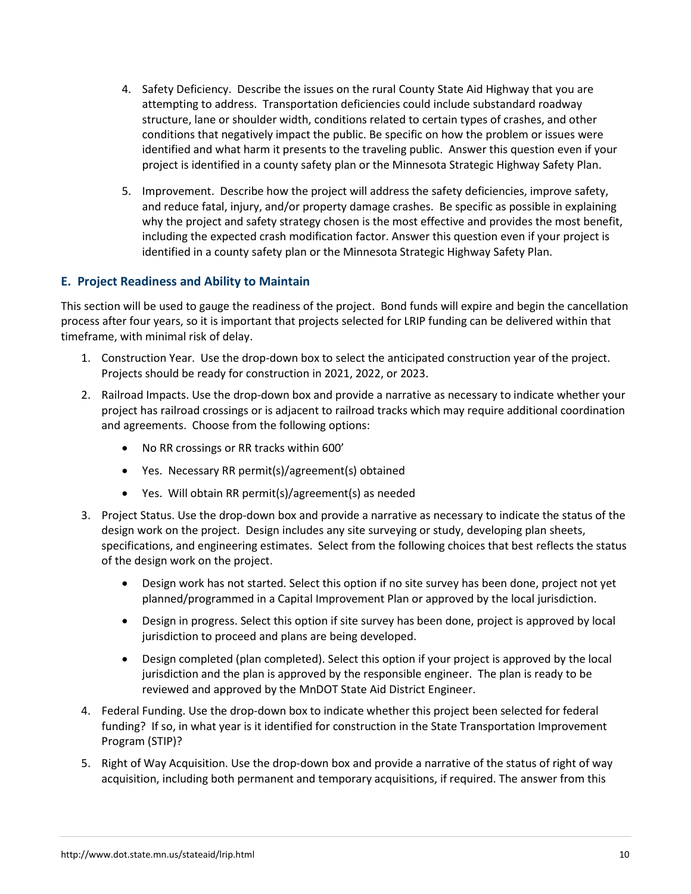4. Safety Deficiency. Describe the issues on the rural County State Aid Highway that you are attempting to address. Transportation deficiencies could include substandard roadway structure, lane or shoulder width, conditions related to certain types of crashes, and other conditions that negatively impact the public. Be specific on how the problem or issues were identified and what harm it presents to the traveling public. Answer this question even if your project is identified in a county safety plan or the Minnesota Strategic Highway Safety Plan.

5. Improvement. Describe how the project will address the safety deficiencies, improve safety, and reduce fatal, injury, and/or property damage crashes. Be specific as possible in explaining why the project and safety strategy chosen is the most effective and provides the most benefit, including the expected crash modification factor. Answer this question even if your project is identified in a county safety plan or the Minnesota Strategic Highway Safety Plan.

### E. Project Readiness and Ability to Maintain

This section will be used to gauge the readiness of the project. Bond funds will expire and begin the cancellation process after four years, so it is important that projects selected for LRIP funding can be delivered within that timeframe, with minimal risk of delay.

1. Construction Year. Use the drop-down box to select the anticipated construction year of the project. Projects should be ready for construction in 2021, 2022, or 2023.
2. Railroad Impacts. Use the drop-down box and provide a narrative as necessary to indicate whether your project has railroad crossings or is adjacent to railroad tracks which may require additional coordination and agreements. Choose from the following options:
   - No RR crossings or RR tracks within 600'
   - Yes. Necessary RR permit(s)/agreement(s) obtained
   - Yes. Will obtain RR permit(s)/agreement(s) as needed
3. Project Status. Use the drop-down box and provide a narrative as necessary to indicate the status of the design work on the project. Design includes any site surveying or study, developing plan sheets, specifications, and engineering estimates. Select from the following choices that best reflects the status of the design work on the project.
   - Design work has not started. Select this option if no site survey has been done, project not yet planned/programmed in a Capital Improvement Plan or approved by the local jurisdiction.
   - Design in progress. Select this option if site survey has been done, project is approved by local jurisdiction to proceed and plans are being developed.
   - Design completed (plan completed). Select this option if your project is approved by the local jurisdiction and the plan is approved by the responsible engineer. The plan is ready to be reviewed and approved by the MnDOT State Aid District Engineer.
4. Federal Funding. Use the drop-down box to indicate whether this project been selected for federal funding? If so, in what year is it identified for construction in the State Transportation Improvement Program (STIP)?
5. Right of Way Acquisition. Use the drop-down box and provide a narrative of the status of right of way acquisition, including both permanent and temporary acquisitions, if required. The answer from this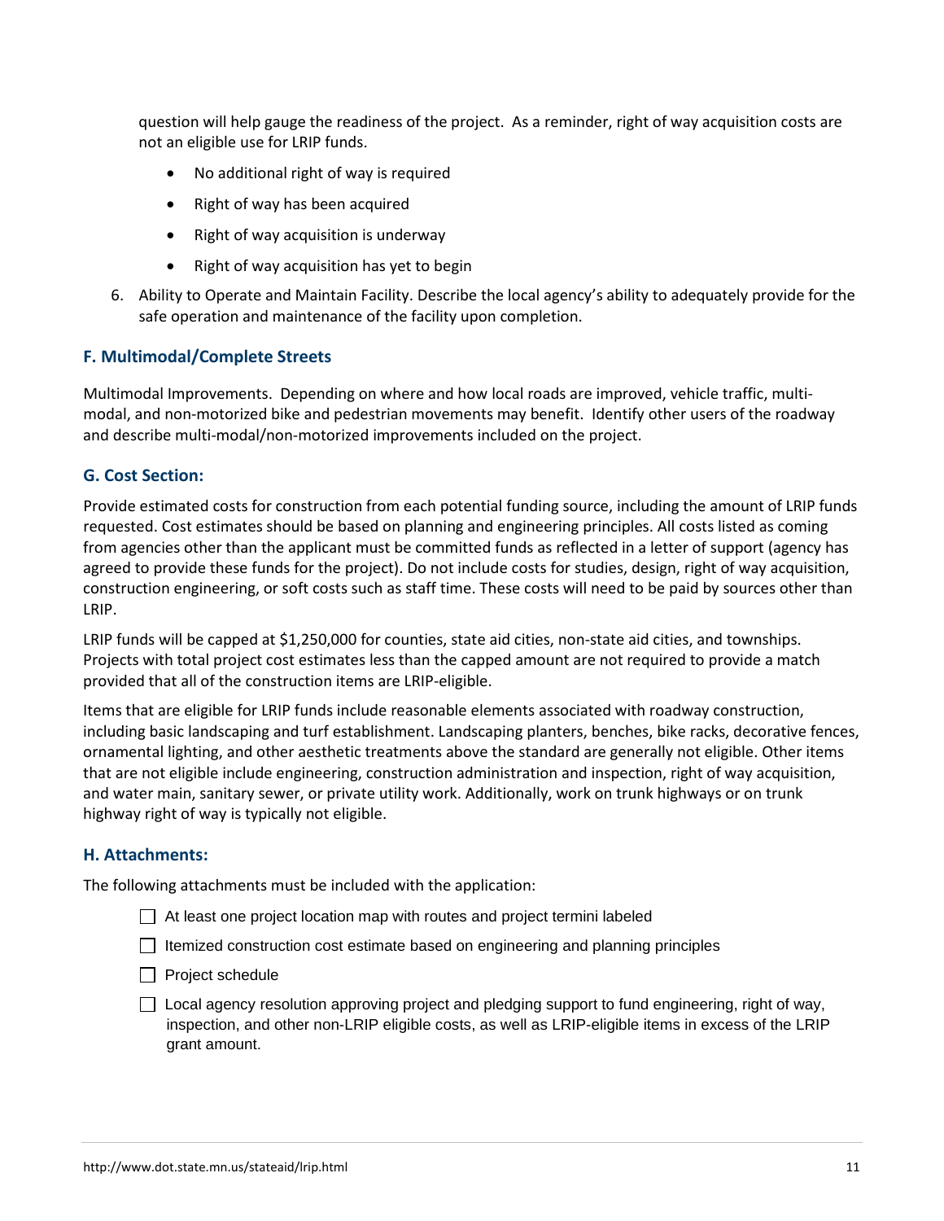question will help gauge the readiness of the project. As a reminder, right of way acquisition costs are not an eligible use for LRIP funds.

- No additional right of way is required
- Right of way has been acquired
- Right of way acquisition is underway
- Right of way acquisition has yet to begin

6. Ability to Operate and Maintain Facility. Describe the local agency's ability to adequately provide for the safe operation and maintenance of the facility upon completion.

### F. Multimodal/Complete Streets

Multimodal Improvements. Depending on where and how local roads are improved, vehicle traffic, multi-modal, and non-motorized bike and pedestrian movements may benefit. Identify other users of the roadway and describe multi-modal/non-motorized improvements included on the project.

### G. Cost Section:

Provide estimated costs for construction from each potential funding source, including the amount of LRIP funds requested. Cost estimates should be based on planning and engineering principles. All costs listed as coming from agencies other than the applicant must be committed funds as reflected in a letter of support (agency has agreed to provide these funds for the project). Do not include costs for studies, design, right of way acquisition, construction engineering, or soft costs such as staff time. These costs will need to be paid by sources other than LRIP.

LRIP funds will be capped at $1,250,000 for counties, state aid cities, non-state aid cities, and townships. Projects with total project cost estimates less than the capped amount are not required to provide a match provided that all of the construction items are LRIP-eligible.

Items that are eligible for LRIP funds include reasonable elements associated with roadway construction, including basic landscaping and turf establishment. Landscaping planters, benches, bike racks, decorative fences, ornamental lighting, and other aesthetic treatments above the standard are generally not eligible. Other items that are not eligible include engineering, construction administration and inspection, right of way acquisition, and water main, sanitary sewer, or private utility work. Additionally, work on trunk highways or on trunk highway right of way is typically not eligible.

### H. Attachments:

The following attachments must be included with the application:

- ☐ At least one project location map with routes and project termini labeled
- ☐ Itemized construction cost estimate based on engineering and planning principles
- ☐ Project schedule
- ☐ Local agency resolution approving project and pledging support to fund engineering, right of way, inspection, and other non-LRIP eligible costs, as well as LRIP-eligible items in excess of the LRIP grant amount.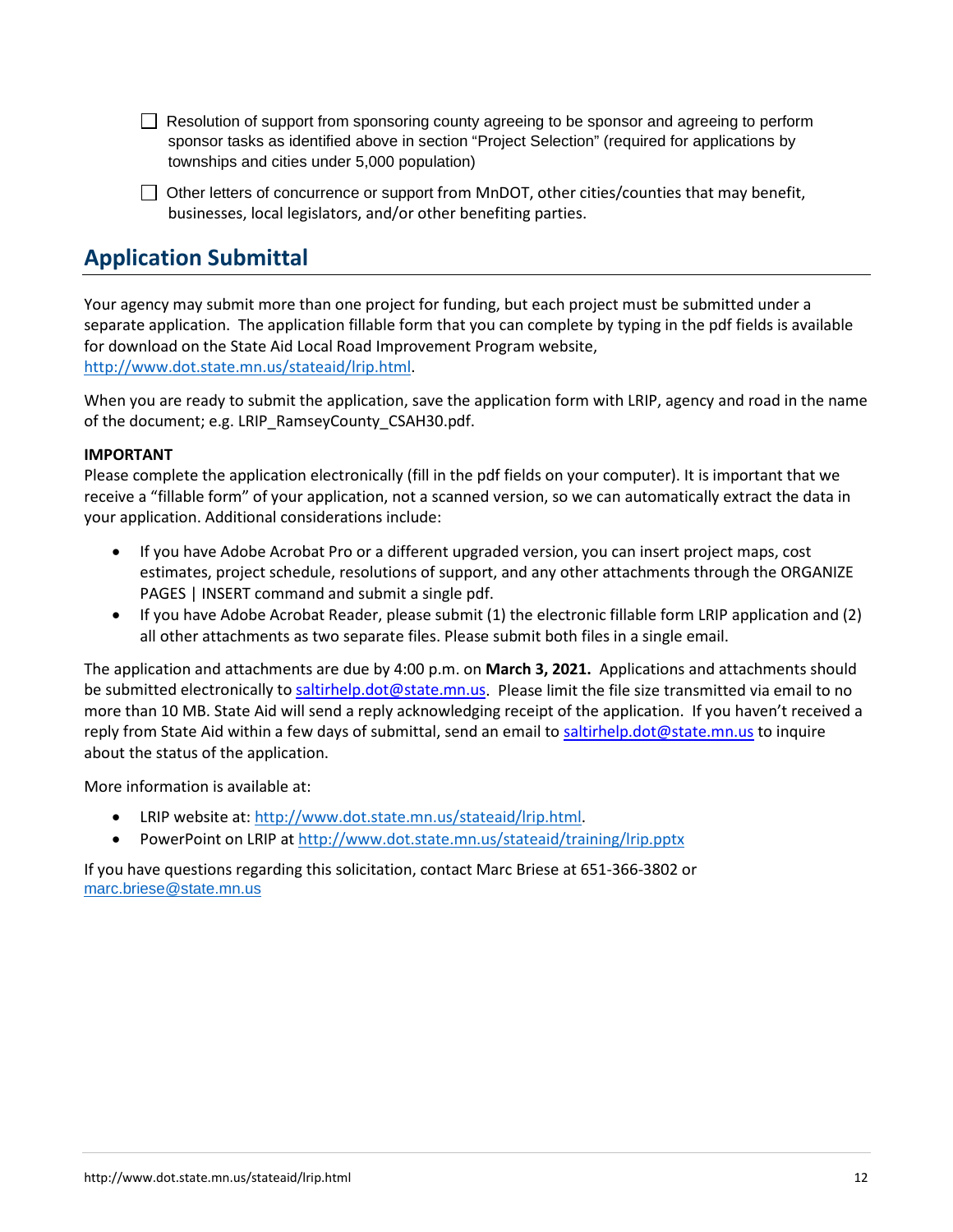- [ ] Resolution of support from sponsoring county agreeing to be sponsor and agreeing to perform sponsor tasks as identified above in section "Project Selection" (required for applications by townships and cities under 5,000 population)
- [ ] Other letters of concurrence or support from MnDOT, other cities/counties that may benefit, businesses, local legislators, and/or other benefiting parties.

## Application Submittal

Your agency may submit more than one project for funding, but each project must be submitted under a separate application. The application fillable form that you can complete by typing in the pdf fields is available for download on the State Aid Local Road Improvement Program website, http://www.dot.state.mn.us/stateaid/lrip.html.

When you are ready to submit the application, save the application form with LRIP, agency and road in the name of the document; e.g. LRIP_RamseyCounty_CSAH30.pdf.

**IMPORTANT**
Please complete the application electronically (fill in the pdf fields on your computer). It is important that we receive a "fillable form" of your application, not a scanned version, so we can automatically extract the data in your application. Additional considerations include:

- If you have Adobe Acrobat Pro or a different upgraded version, you can insert project maps, cost estimates, project schedule, resolutions of support, and any other attachments through the ORGANIZE PAGES | INSERT command and submit a single pdf.
- If you have Adobe Acrobat Reader, please submit (1) the electronic fillable form LRIP application and (2) all other attachments as two separate files. Please submit both files in a single email.

The application and attachments are due by 4:00 p.m. on **March 3, 2021.** Applications and attachments should be submitted electronically to saltirhelp.dot@state.mn.us. Please limit the file size transmitted via email to no more than 10 MB. State Aid will send a reply acknowledging receipt of the application. If you haven't received a reply from State Aid within a few days of submittal, send an email to saltirhelp.dot@state.mn.us to inquire about the status of the application.

More information is available at:

- LRIP website at: http://www.dot.state.mn.us/stateaid/lrip.html.
- PowerPoint on LRIP at http://www.dot.state.mn.us/stateaid/training/lrip.pptx

If you have questions regarding this solicitation, contact Marc Briese at 651-366-3802 or marc.briese@state.mn.us